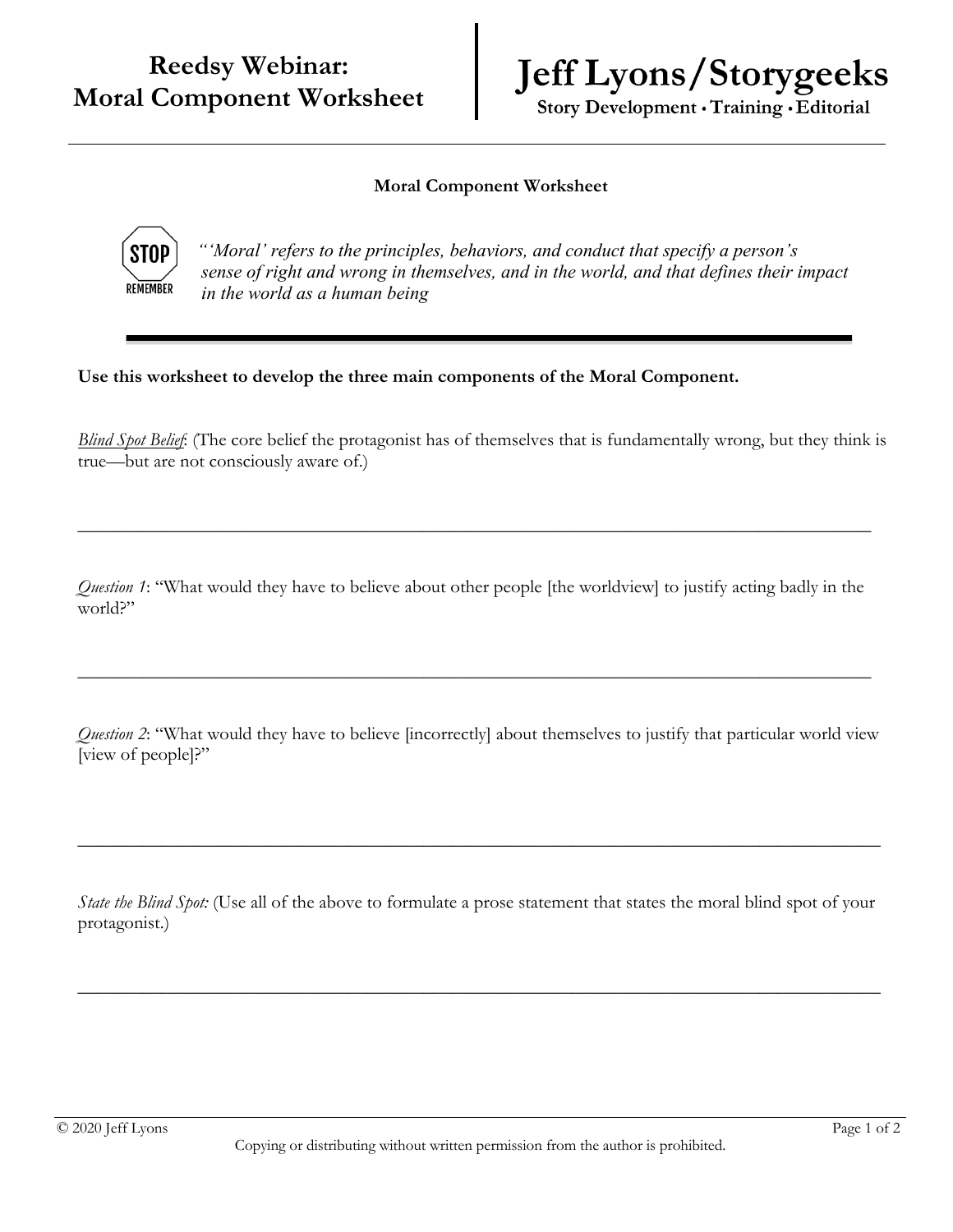# Reedy Webinar: Moral Component Worksheet

# Jeff Lyons/Storygeeks

**Story Development • Training • Editorial**

---

**Moral Component Worksheet**

STOP REMEMBER

*"'Moral' refers to the principles, behaviors, and conduct that specify a person's sense of right and wrong in themselves, and in the world, and that defines their impact in the world as a human being*

---

**Use this worksheet to develop the three main components of the Moral Component.**

*Blind Spot Belief*: (The core belief the protagonist has of themselves that is fundamentally wrong, but they think is true—but are not consciously aware of.)

___

*Question 1*: "What would they have to believe about other people [the worldview] to justify acting badly in the world?"

___

*Question 2*: "What would they have to believe [incorrectly] about themselves to justify that particular world view [view of people]?"

___

*State the Blind Spot:* (Use all of the above to formulate a prose statement that states the moral blind spot of your protagonist.)

___

© 2020 Jeff Lyons

Copying or distributing without written permission from the author is prohibited.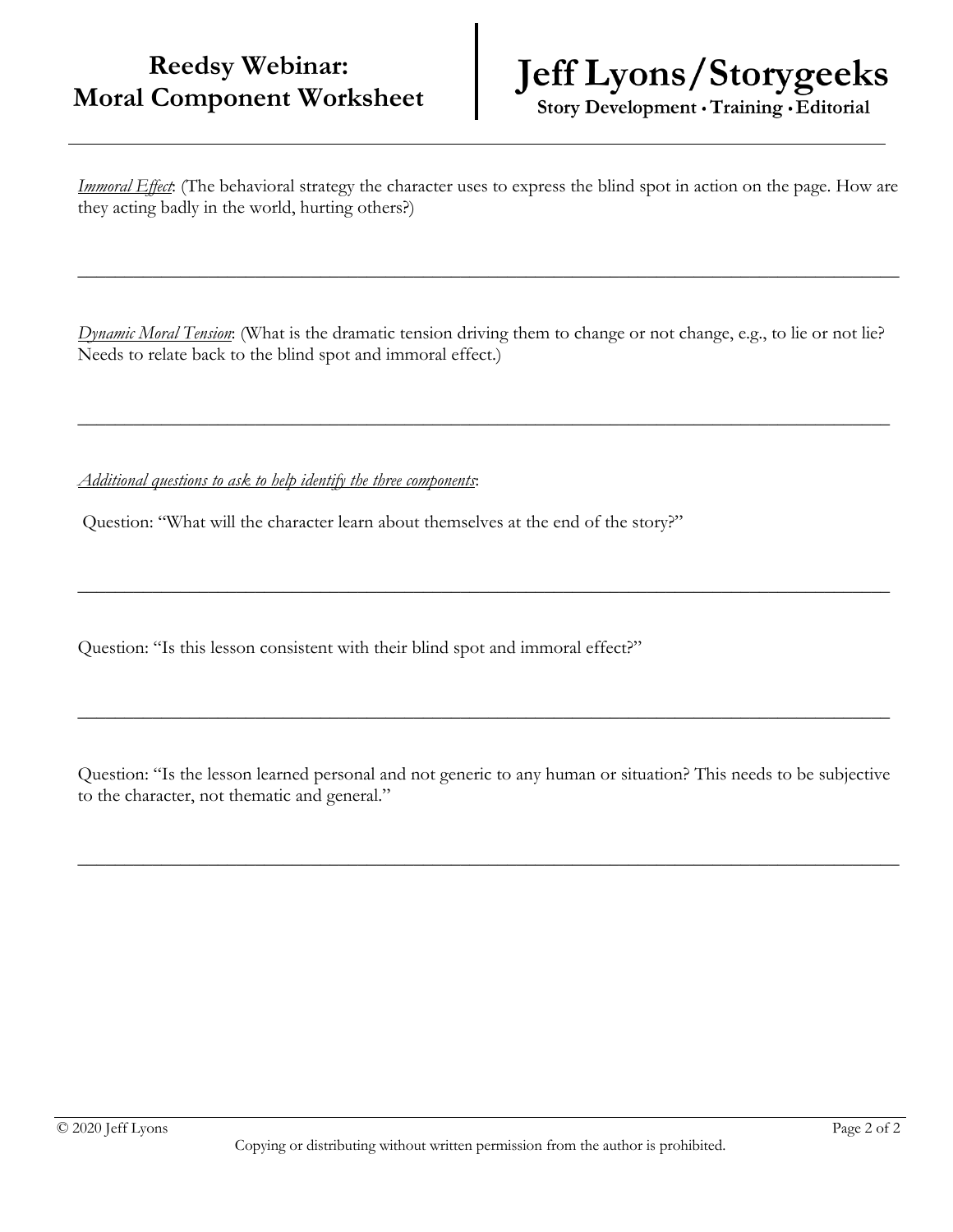*Immoral Effect*: (The behavioral strategy the character uses to express the blind spot in action on the page. How are they acting badly in the world, hurting others?)

\_\_\_\_\_\_\_\_\_\_\_\_\_\_\_\_\_\_\_\_\_\_\_\_\_\_\_\_\_\_\_\_\_\_\_\_\_\_\_\_\_\_\_\_\_\_\_\_\_\_\_\_\_\_\_\_\_\_\_\_\_\_\_\_\_\_\_\_\_\_\_\_\_\_\_\_\_\_

*Dynamic Moral Tension*: (What is the dramatic tension driving them to change or not change, e.g., to lie or not lie? Needs to relate back to the blind spot and immoral effect.)

\_\_\_\_\_\_\_\_\_\_\_\_\_\_\_\_\_\_\_\_\_\_\_\_\_\_\_\_\_\_\_\_\_\_\_\_\_\_\_\_\_\_\_\_\_\_\_\_\_\_\_\_\_\_\_\_\_\_\_\_\_\_\_\_\_\_\_\_\_\_\_\_\_\_\_\_\_\_

*Additional questions to ask to help identify the three components*:

Question: "What will the character learn about themselves at the end of the story?"

\_\_\_\_\_\_\_\_\_\_\_\_\_\_\_\_\_\_\_\_\_\_\_\_\_\_\_\_\_\_\_\_\_\_\_\_\_\_\_\_\_\_\_\_\_\_\_\_\_\_\_\_\_\_\_\_\_\_\_\_\_\_\_\_\_\_\_\_\_\_\_\_\_\_\_\_\_\_

Question: "Is this lesson consistent with their blind spot and immoral effect?"

\_\_\_\_\_\_\_\_\_\_\_\_\_\_\_\_\_\_\_\_\_\_\_\_\_\_\_\_\_\_\_\_\_\_\_\_\_\_\_\_\_\_\_\_\_\_\_\_\_\_\_\_\_\_\_\_\_\_\_\_\_\_\_\_\_\_\_\_\_\_\_\_\_\_\_\_\_\_

Question: "Is the lesson learned personal and not generic to any human or situation? This needs to be subjective to the character, not thematic and general."

\_\_\_\_\_\_\_\_\_\_\_\_\_\_\_\_\_\_\_\_\_\_\_\_\_\_\_\_\_\_\_\_\_\_\_\_\_\_\_\_\_\_\_\_\_\_\_\_\_\_\_\_\_\_\_\_\_\_\_\_\_\_\_\_\_\_\_\_\_\_\_\_\_\_\_\_\_\_

© 2020 Jeff Lyons

Copying or distributing without written permission from the author is prohibited.